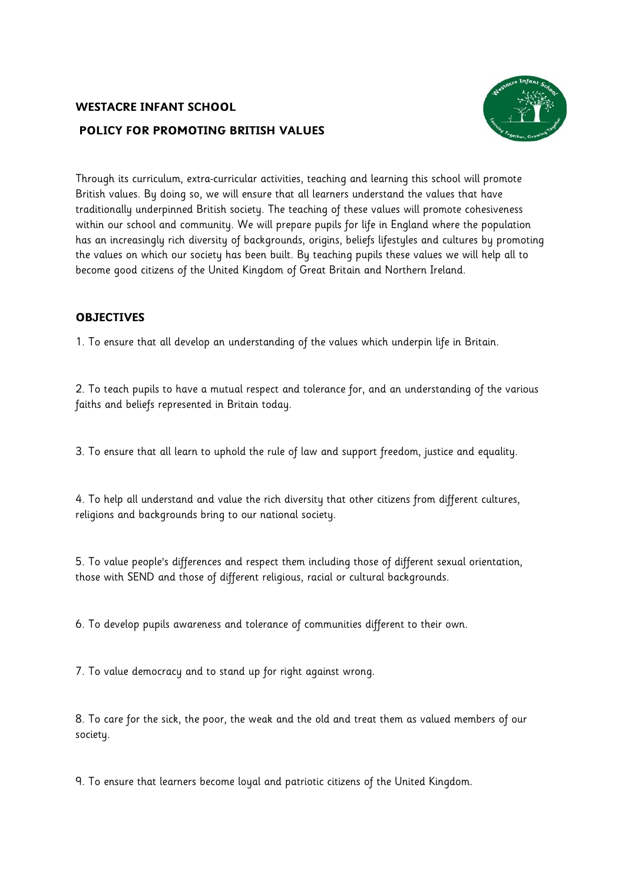# WESTACRE INFANT SCHOOL

## POLICY FOR PROMOTING BRITISH VALUES

Through its curriculum, extra-curricular activities, teaching and learning this school will promote British values. By doing so, we will ensure that all learners understand the values that have traditionally underpinned British society. The teaching of these values will promote cohesiveness within our school and community. We will prepare pupils for life in England where the population has an increasingly rich diversity of backgrounds, origins, beliefs lifestyles and cultures by promoting the values on which our society has been built. By teaching pupils these values we will help all to become good citizens of the United Kingdom of Great Britain and Northern Ireland.

### OBJECTIVES

1. To ensure that all develop an understanding of the values which underpin life in Britain.

2. To teach pupils to have a mutual respect and tolerance for, and an understanding of the various faiths and beliefs represented in Britain today.

3. To ensure that all learn to uphold the rule of law and support freedom, justice and equality.

4. To help all understand and value the rich diversity that other citizens from different cultures, religions and backgrounds bring to our national society.

5. To value people's differences and respect them including those of different sexual orientation, those with SEND and those of different religious, racial or cultural backgrounds.

6. To develop pupils awareness and tolerance of communities different to their own.

7. To value democracy and to stand up for right against wrong.

8. To care for the sick, the poor, the weak and the old and treat them as valued members of our society.

9. To ensure that learners become loyal and patriotic citizens of the United Kingdom.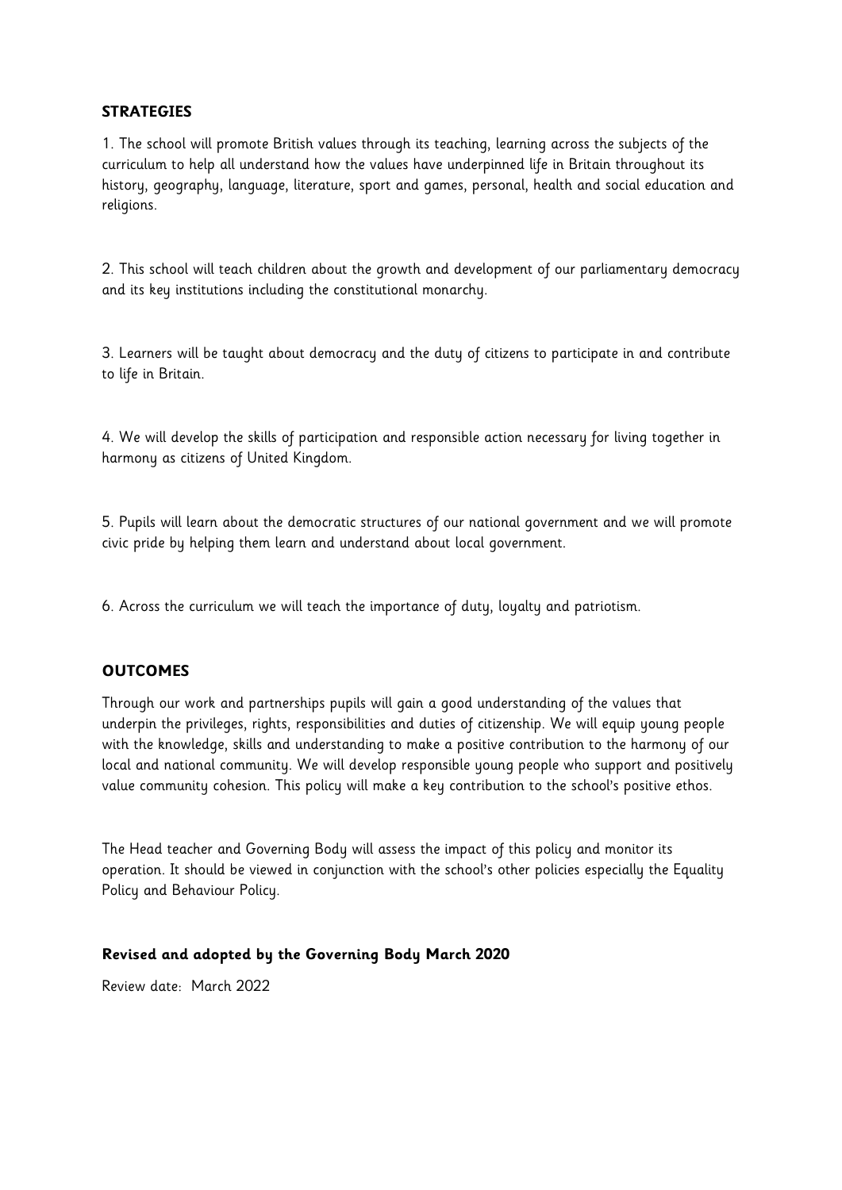## STRATEGIES

1. The school will promote British values through its teaching, learning across the subjects of the curriculum to help all understand how the values have underpinned life in Britain throughout its history, geography, language, literature, sport and games, personal, health and social education and religions.

2. This school will teach children about the growth and development of our parliamentary democracy and its key institutions including the constitutional monarchy.

3. Learners will be taught about democracy and the duty of citizens to participate in and contribute to life in Britain.

4. We will develop the skills of participation and responsible action necessary for living together in harmony as citizens of United Kingdom.

5. Pupils will learn about the democratic structures of our national government and we will promote civic pride by helping them learn and understand about local government.

6. Across the curriculum we will teach the importance of duty, loyalty and patriotism.

## OUTCOMES

Through our work and partnerships pupils will gain a good understanding of the values that underpin the privileges, rights, responsibilities and duties of citizenship. We will equip young people with the knowledge, skills and understanding to make a positive contribution to the harmony of our local and national community. We will develop responsible young people who support and positively value community cohesion. This policy will make a key contribution to the school's positive ethos.

The Head teacher and Governing Body will assess the impact of this policy and monitor its operation. It should be viewed in conjunction with the school's other policies especially the Equality Policy and Behaviour Policy.

**Revised and adopted by the Governing Body March 2020**

Review date: March 2022